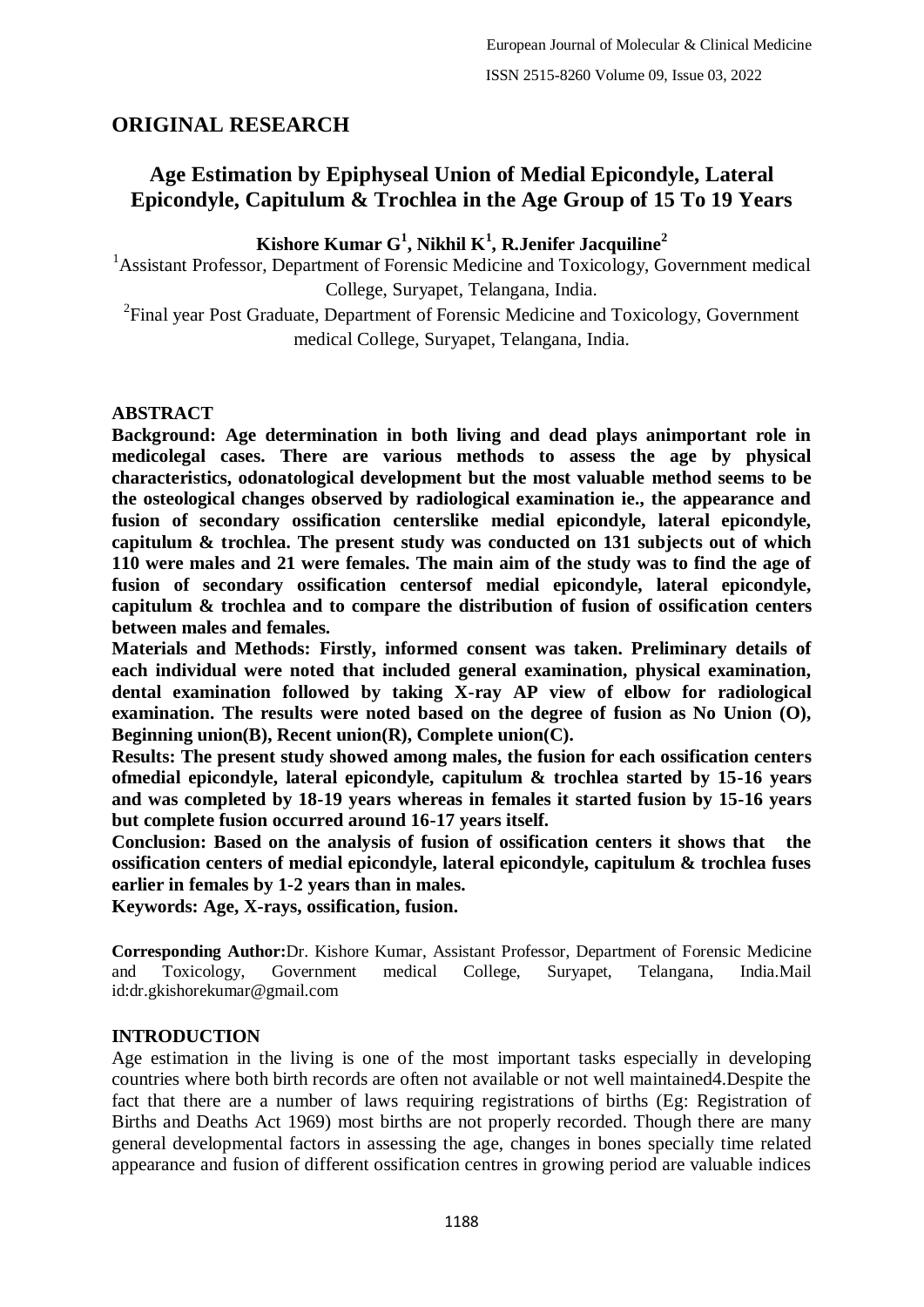## ORIGINAL RESEARCH

# Age Estimation by Epiphyseal Union of Medial Epicondyle, Lateral Epicondyle, Capitulum & Trochlea in the Age Group of 15 To 19 Years

**Kishore Kumar G[1], Nikhil K[1], R.Jenifer Jacquiline[2]**

[1]Assistant Professor, Department of Forensic Medicine and Toxicology, Government medical College, Suryapet, Telangana, India.

[2]Final year Post Graduate, Department of Forensic Medicine and Toxicology, Government medical College, Suryapet, Telangana, India.

### ABSTRACT

**Background: Age determination in both living and dead plays animportant role in medicolegal cases. There are various methods to assess the age by physical characteristics, odonatological development but the most valuable method seems to be the osteological changes observed by radiological examination ie., the appearance and fusion of secondary ossification centerslike medial epicondyle, lateral epicondyle, capitulum & trochlea. The present study was conducted on 131 subjects out of which 110 were males and 21 were females. The main aim of the study was to find the age of fusion of secondary ossification centersof medial epicondyle, lateral epicondyle, capitulum & trochlea and to compare the distribution of fusion of ossification centers between males and females.**

**Materials and Methods: Firstly, informed consent was taken. Preliminary details of each individual were noted that included general examination, physical examination, dental examination followed by taking X-ray AP view of elbow for radiological examination. The results were noted based on the degree of fusion as No Union (O), Beginning union(B), Recent union(R), Complete union(C).**

**Results: The present study showed among males, the fusion for each ossification centers ofmedial epicondyle, lateral epicondyle, capitulum & trochlea started by 15-16 years and was completed by 18-19 years whereas in females it started fusion by 15-16 years but complete fusion occurred around 16-17 years itself.**

**Conclusion: Based on the analysis of fusion of ossification centers it shows that the ossification centers of medial epicondyle, lateral epicondyle, capitulum & trochlea fuses earlier in females by 1-2 years than in males.**

**Keywords: Age, X-rays, ossification, fusion.**

**Corresponding Author:**Dr. Kishore Kumar, Assistant Professor, Department of Forensic Medicine and Toxicology, Government medical College, Suryapet, Telangana, India.Mail id:dr.gkishorekumar@gmail.com

### INTRODUCTION

Age estimation in the living is one of the most important tasks especially in developing countries where both birth records are often not available or not well maintained4.Despite the fact that there are a number of laws requiring registrations of births (Eg: Registration of Births and Deaths Act 1969) most births are not properly recorded. Though there are many general developmental factors in assessing the age, changes in bones specially time related appearance and fusion of different ossification centres in growing period are valuable indices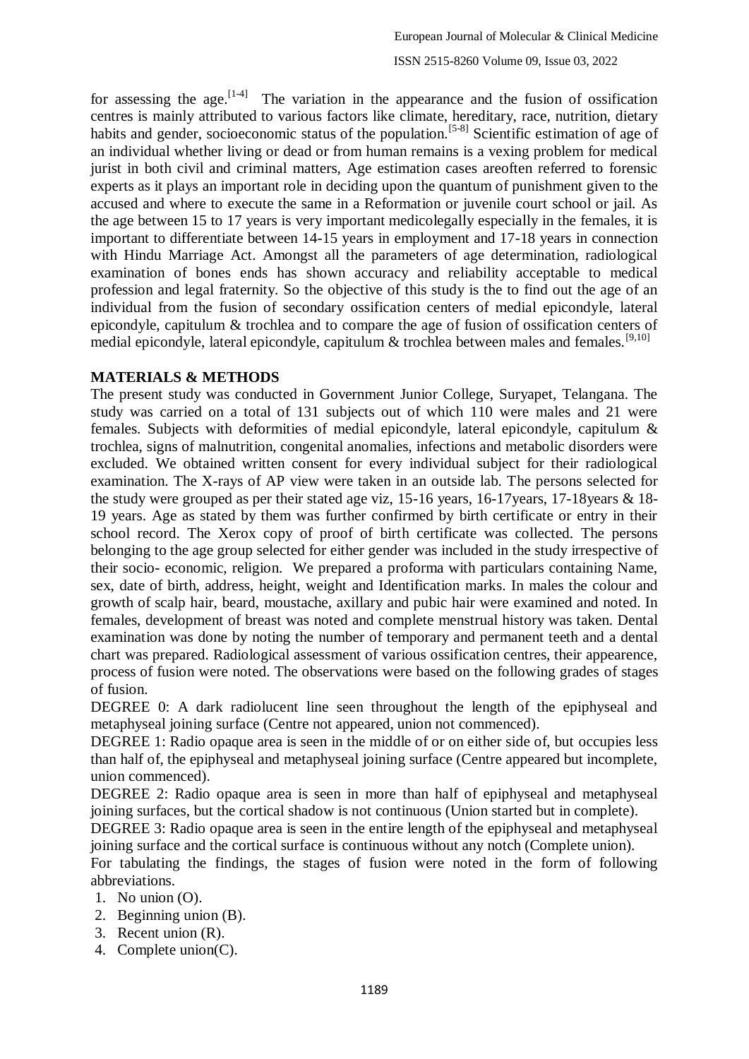for assessing the age.[1-4] The variation in the appearance and the fusion of ossification centres is mainly attributed to various factors like climate, hereditary, race, nutrition, dietary habits and gender, socioeconomic status of the population.[5-8] Scientific estimation of age of an individual whether living or dead or from human remains is a vexing problem for medical jurist in both civil and criminal matters, Age estimation cases areoften referred to forensic experts as it plays an important role in deciding upon the quantum of punishment given to the accused and where to execute the same in a Reformation or juvenile court school or jail. As the age between 15 to 17 years is very important medicolegally especially in the females, it is important to differentiate between 14-15 years in employment and 17-18 years in connection with Hindu Marriage Act. Amongst all the parameters of age determination, radiological examination of bones ends has shown accuracy and reliability acceptable to medical profession and legal fraternity. So the objective of this study is the to find out the age of an individual from the fusion of secondary ossification centers of medial epicondyle, lateral epicondyle, capitulum & trochlea and to compare the age of fusion of ossification centers of medial epicondyle, lateral epicondyle, capitulum & trochlea between males and females.[9,10]

## MATERIALS & METHODS

The present study was conducted in Government Junior College, Suryapet, Telangana. The study was carried on a total of 131 subjects out of which 110 were males and 21 were females. Subjects with deformities of medial epicondyle, lateral epicondyle, capitulum & trochlea, signs of malnutrition, congenital anomalies, infections and metabolic disorders were excluded. We obtained written consent for every individual subject for their radiological examination. The X-rays of AP view were taken in an outside lab. The persons selected for the study were grouped as per their stated age viz, 15-16 years, 16-17years, 17-18years & 18-19 years. Age as stated by them was further confirmed by birth certificate or entry in their school record. The Xerox copy of proof of birth certificate was collected. The persons belonging to the age group selected for either gender was included in the study irrespective of their socio- economic, religion. We prepared a proforma with particulars containing Name, sex, date of birth, address, height, weight and Identification marks. In males the colour and growth of scalp hair, beard, moustache, axillary and pubic hair were examined and noted. In females, development of breast was noted and complete menstrual history was taken. Dental examination was done by noting the number of temporary and permanent teeth and a dental chart was prepared. Radiological assessment of various ossification centres, their appearence, process of fusion were noted. The observations were based on the following grades of stages of fusion.

DEGREE 0: A dark radiolucent line seen throughout the length of the epiphyseal and metaphyseal joining surface (Centre not appeared, union not commenced).

DEGREE 1: Radio opaque area is seen in the middle of or on either side of, but occupies less than half of, the epiphyseal and metaphyseal joining surface (Centre appeared but incomplete, union commenced).

DEGREE 2: Radio opaque area is seen in more than half of epiphyseal and metaphyseal joining surfaces, but the cortical shadow is not continuous (Union started but in complete).

DEGREE 3: Radio opaque area is seen in the entire length of the epiphyseal and metaphyseal joining surface and the cortical surface is continuous without any notch (Complete union).

For tabulating the findings, the stages of fusion were noted in the form of following abbreviations.

1. No union (O).
2. Beginning union (B).
3. Recent union (R).
4. Complete union(C).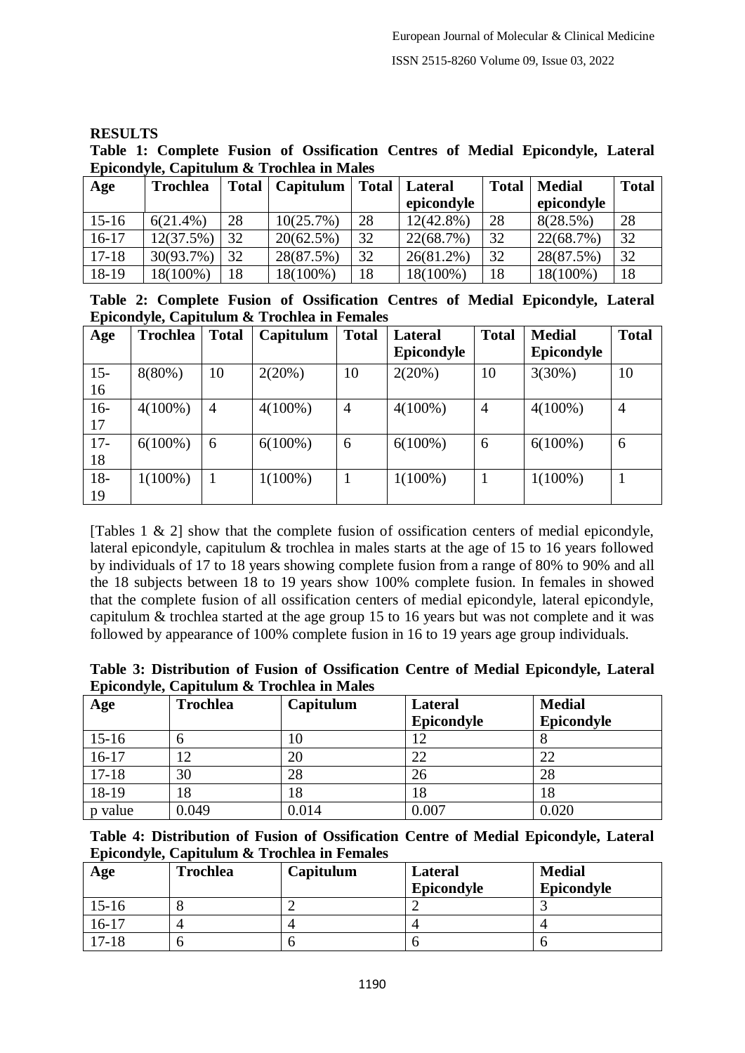**RESULTS**

**Table 1: Complete Fusion of Ossification Centres of Medial Epicondyle, Lateral Epicondyle, Capitulum & Trochlea in Males**

| Age | Trochlea | Total | Capitulum | Total | Lateral epicondyle | Total | Medial epicondyle | Total |
|---|---|---|---|---|---|---|---|---|
| 15-16 | 6(21.4%) | 28 | 10(25.7%) | 28 | 12(42.8%) | 28 | 8(28.5%) | 28 |
| 16-17 | 12(37.5%) | 32 | 20(62.5%) | 32 | 22(68.7%) | 32 | 22(68.7%) | 32 |
| 17-18 | 30(93.7%) | 32 | 28(87.5%) | 32 | 26(81.2%) | 32 | 28(87.5%) | 32 |
| 18-19 | 18(100%) | 18 | 18(100%) | 18 | 18(100%) | 18 | 18(100%) | 18 |

**Table 2: Complete Fusion of Ossification Centres of Medial Epicondyle, Lateral Epicondyle, Capitulum & Trochlea in Females**

| Age | Trochlea | Total | Capitulum | Total | Lateral Epicondyle | Total | Medial Epicondyle | Total |
|---|---|---|---|---|---|---|---|---|
| 15-16 | 8(80%) | 10 | 2(20%) | 10 | 2(20%) | 10 | 3(30%) | 10 |
| 16-17 | 4(100%) | 4 | 4(100%) | 4 | 4(100%) | 4 | 4(100%) | 4 |
| 17-18 | 6(100%) | 6 | 6(100%) | 6 | 6(100%) | 6 | 6(100%) | 6 |
| 18-19 | 1(100%) | 1 | 1(100%) | 1 | 1(100%) | 1 | 1(100%) | 1 |

[Tables 1 & 2] show that the complete fusion of ossification centers of medial epicondyle, lateral epicondyle, capitulum & trochlea in males starts at the age of 15 to 16 years followed by individuals of 17 to 18 years showing complete fusion from a range of 80% to 90% and all the 18 subjects between 18 to 19 years show 100% complete fusion. In females in showed that the complete fusion of all ossification centers of medial epicondyle, lateral epicondyle, capitulum & trochlea started at the age group 15 to 16 years but was not complete and it was followed by appearance of 100% complete fusion in 16 to 19 years age group individuals.

**Table 3: Distribution of Fusion of Ossification Centre of Medial Epicondyle, Lateral Epicondyle, Capitulum & Trochlea in Males**

| Age | Trochlea | Capitulum | Lateral Epicondyle | Medial Epicondyle |
|---|---|---|---|---|
| 15-16 | 6 | 10 | 12 | 8 |
| 16-17 | 12 | 20 | 22 | 22 |
| 17-18 | 30 | 28 | 26 | 28 |
| 18-19 | 18 | 18 | 18 | 18 |
| p value | 0.049 | 0.014 | 0.007 | 0.020 |

**Table 4: Distribution of Fusion of Ossification Centre of Medial Epicondyle, Lateral Epicondyle, Capitulum & Trochlea in Females**

| Age | Trochlea | Capitulum | Lateral Epicondyle | Medial Epicondyle |
|---|---|---|---|---|
| 15-16 | 8 | 2 | 2 | 3 |
| 16-17 | 4 | 4 | 4 | 4 |
| 17-18 | 6 | 6 | 6 | 6 |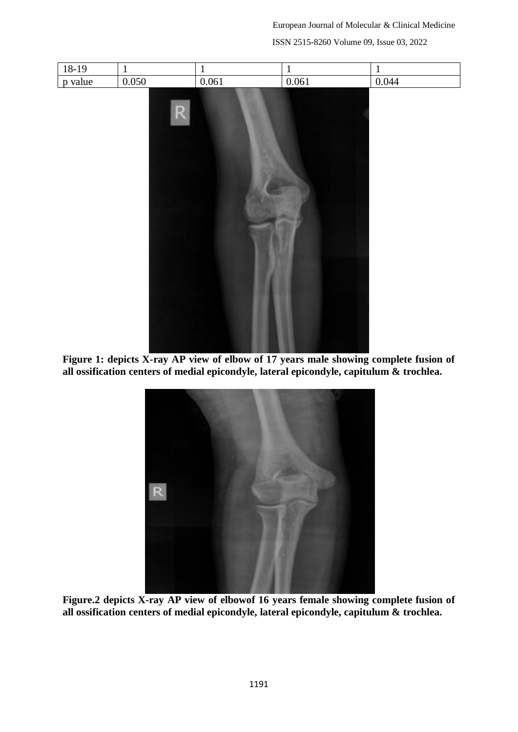| | | | | |
|---|---|---|---|---|
| 18-19 | 1 | 1 | 1 | 1 |
| p value | 0.050 | 0.061 | 0.061 | 0.044 |

**Figure 1: depicts X-ray AP view of elbow of 17 years male showing complete fusion of all ossification centers of medial epicondyle, lateral epicondyle, capitulum & trochlea.**

**Figure.2 depicts X-ray AP view of elbowof 16 years female showing complete fusion of all ossification centers of medial epicondyle, lateral epicondyle, capitulum & trochlea.**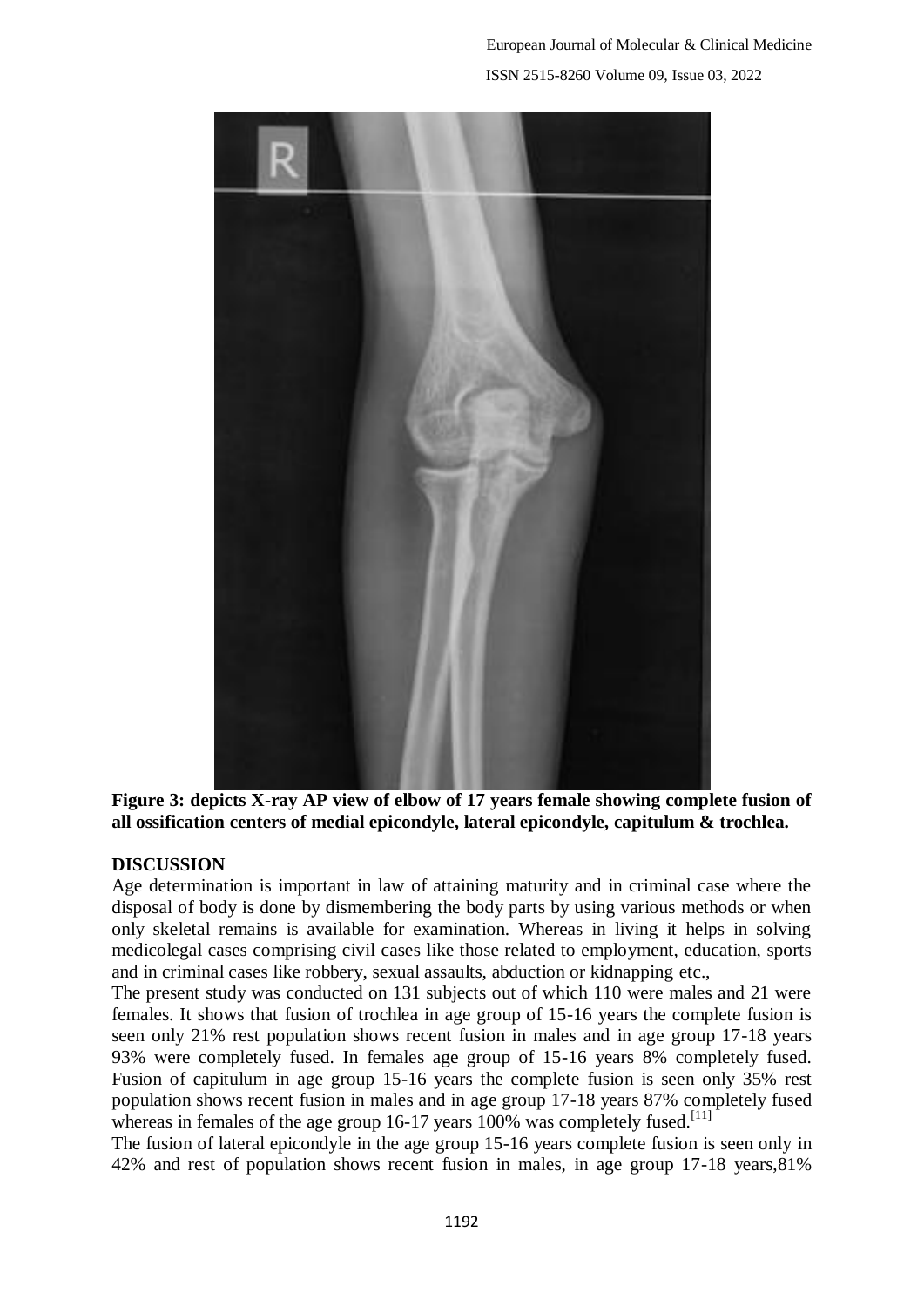**Figure 3: depicts X-ray AP view of elbow of 17 years female showing complete fusion of all ossification centers of medial epicondyle, lateral epicondyle, capitulum & trochlea.**

## DISCUSSION

Age determination is important in law of attaining maturity and in criminal case where the disposal of body is done by dismembering the body parts by using various methods or when only skeletal remains is available for examination. Whereas in living it helps in solving medicolegal cases comprising civil cases like those related to employment, education, sports and in criminal cases like robbery, sexual assaults, abduction or kidnapping etc.,

The present study was conducted on 131 subjects out of which 110 were males and 21 were females. It shows that fusion of trochlea in age group of 15-16 years the complete fusion is seen only 21% rest population shows recent fusion in males and in age group 17-18 years 93% were completely fused. In females age group of 15-16 years 8% completely fused. Fusion of capitulum in age group 15-16 years the complete fusion is seen only 35% rest population shows recent fusion in males and in age group 17-18 years 87% completely fused whereas in females of the age group 16-17 years 100% was completely fused.[11]

The fusion of lateral epicondyle in the age group 15-16 years complete fusion is seen only in 42% and rest of population shows recent fusion in males, in age group 17-18 years,81%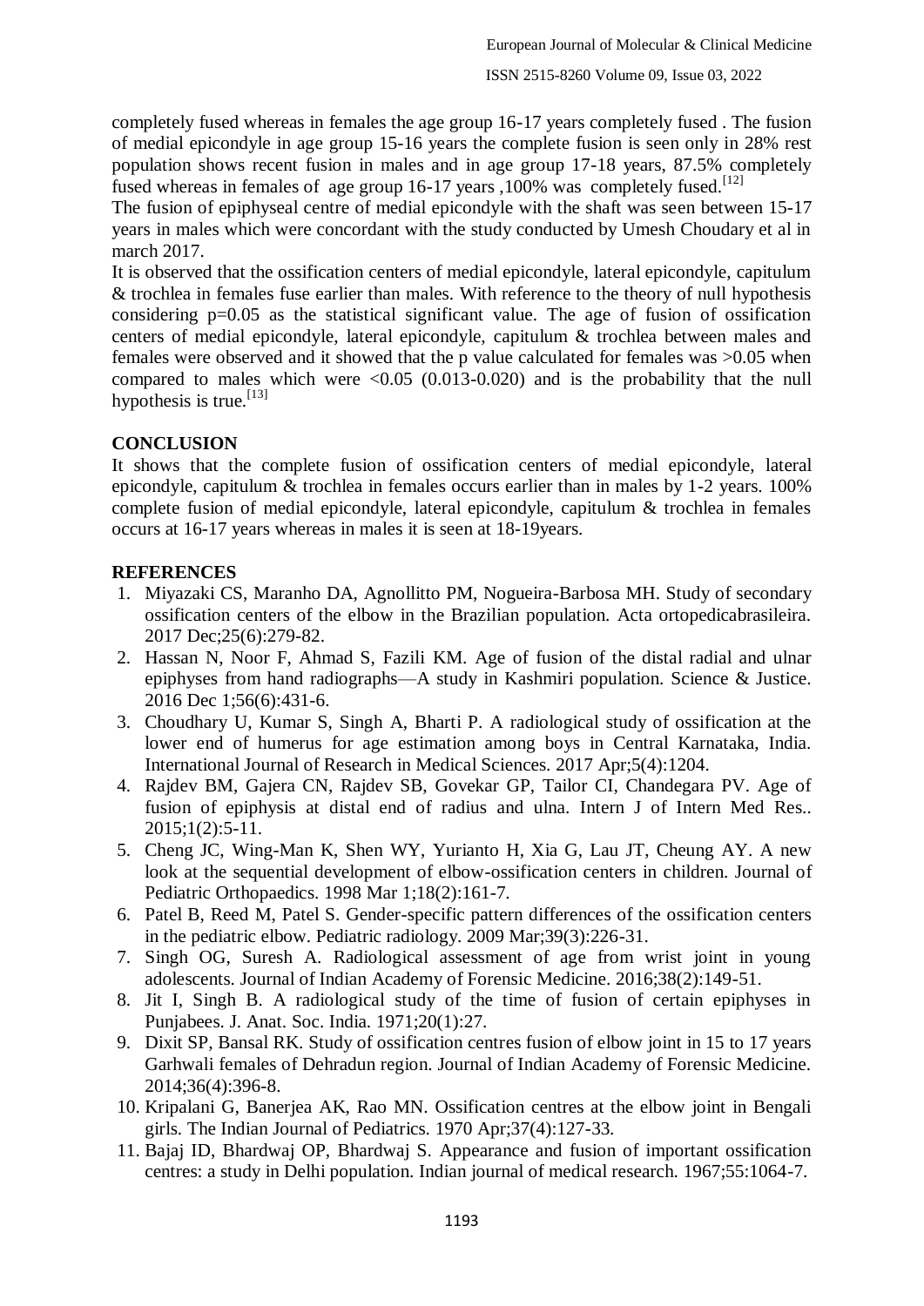completely fused whereas in females the age group 16-17 years completely fused . The fusion of medial epicondyle in age group 15-16 years the complete fusion is seen only in 28% rest population shows recent fusion in males and in age group 17-18 years, 87.5% completely fused whereas in females of age group 16-17 years ,100% was completely fused.[12]

The fusion of epiphyseal centre of medial epicondyle with the shaft was seen between 15-17 years in males which were concordant with the study conducted by Umesh Choudary et al in march 2017.

It is observed that the ossification centers of medial epicondyle, lateral epicondyle, capitulum & trochlea in females fuse earlier than males. With reference to the theory of null hypothesis considering p=0.05 as the statistical significant value. The age of fusion of ossification centers of medial epicondyle, lateral epicondyle, capitulum & trochlea between males and females were observed and it showed that the p value calculated for females was >0.05 when compared to males which were <0.05 (0.013-0.020) and is the probability that the null hypothesis is true.[13]

## CONCLUSION

It shows that the complete fusion of ossification centers of medial epicondyle, lateral epicondyle, capitulum & trochlea in females occurs earlier than in males by 1-2 years. 100% complete fusion of medial epicondyle, lateral epicondyle, capitulum & trochlea in females occurs at 16-17 years whereas in males it is seen at 18-19years.

## REFERENCES

1. Miyazaki CS, Maranho DA, Agnollitto PM, Nogueira-Barbosa MH. Study of secondary ossification centers of the elbow in the Brazilian population. Acta ortopedicabrasileira. 2017 Dec;25(6):279-82.
2. Hassan N, Noor F, Ahmad S, Fazili KM. Age of fusion of the distal radial and ulnar epiphyses from hand radiographs—A study in Kashmiri population. Science & Justice. 2016 Dec 1;56(6):431-6.
3. Choudhary U, Kumar S, Singh A, Bharti P. A radiological study of ossification at the lower end of humerus for age estimation among boys in Central Karnataka, India. International Journal of Research in Medical Sciences. 2017 Apr;5(4):1204.
4. Rajdev BM, Gajera CN, Rajdev SB, Govekar GP, Tailor CI, Chandegara PV. Age of fusion of epiphysis at distal end of radius and ulna. Intern J of Intern Med Res.. 2015;1(2):5-11.
5. Cheng JC, Wing-Man K, Shen WY, Yurianto H, Xia G, Lau JT, Cheung AY. A new look at the sequential development of elbow-ossification centers in children. Journal of Pediatric Orthopaedics. 1998 Mar 1;18(2):161-7.
6. Patel B, Reed M, Patel S. Gender-specific pattern differences of the ossification centers in the pediatric elbow. Pediatric radiology. 2009 Mar;39(3):226-31.
7. Singh OG, Suresh A. Radiological assessment of age from wrist joint in young adolescents. Journal of Indian Academy of Forensic Medicine. 2016;38(2):149-51.
8. Jit I, Singh B. A radiological study of the time of fusion of certain epiphyses in Punjabees. J. Anat. Soc. India. 1971;20(1):27.
9. Dixit SP, Bansal RK. Study of ossification centres fusion of elbow joint in 15 to 17 years Garhwali females of Dehradun region. Journal of Indian Academy of Forensic Medicine. 2014;36(4):396-8.
10. Kripalani G, Banerjea AK, Rao MN. Ossification centres at the elbow joint in Bengali girls. The Indian Journal of Pediatrics. 1970 Apr;37(4):127-33.
11. Bajaj ID, Bhardwaj OP, Bhardwaj S. Appearance and fusion of important ossification centres: a study in Delhi population. Indian journal of medical research. 1967;55:1064-7.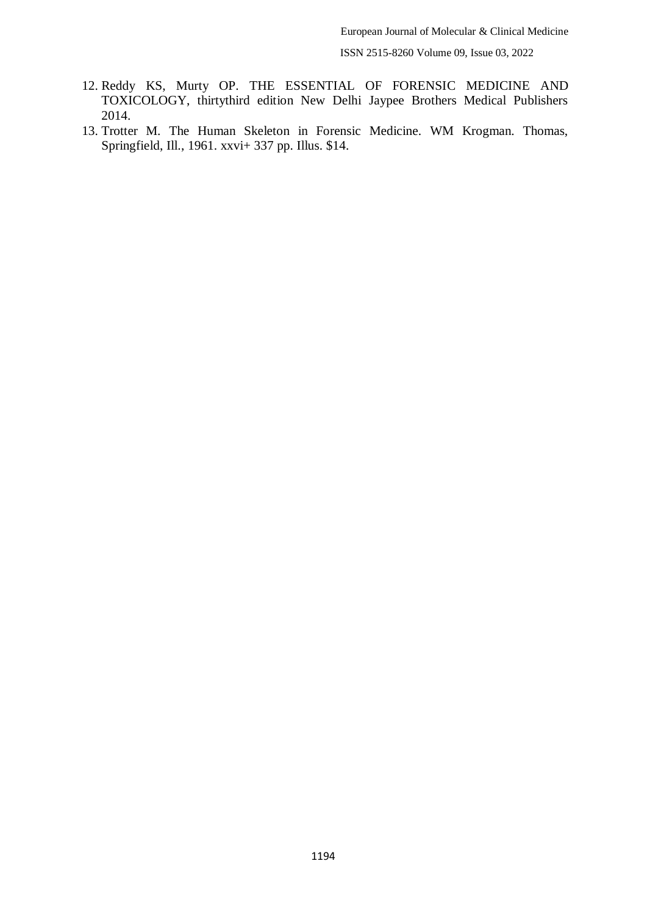12. Reddy KS, Murty OP. THE ESSENTIAL OF FORENSIC MEDICINE AND TOXICOLOGY, thirtythird edition New Delhi Jaypee Brothers Medical Publishers 2014.
13. Trotter M. The Human Skeleton in Forensic Medicine. WM Krogman. Thomas, Springfield, Ill., 1961. xxvi+ 337 pp. Illus. $14.